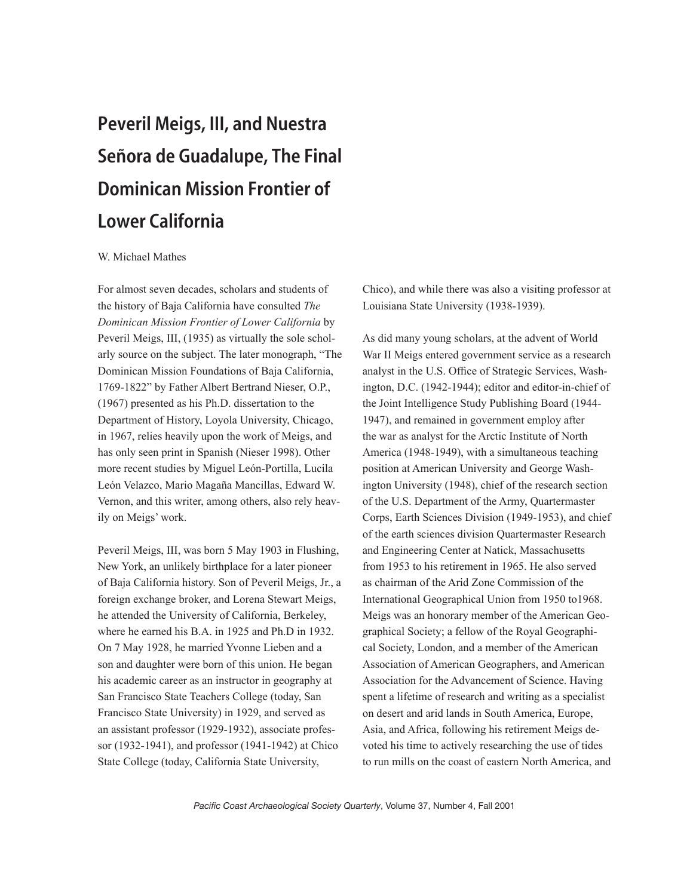# Peveril Meigs, III, and Nuestra Señora de Guadalupe, The Final Dominican Mission Frontier of Lower California

W. Michael Mathes

For almost seven decades, scholars and students of the history of Baja California have consulted *The Dominican Mission Frontier of Lower California* by Peveril Meigs, III, (1935) as virtually the sole scholarly source on the subject. The later monograph, "The Dominican Mission Foundations of Baja California, 1769-1822" by Father Albert Bertrand Nieser, O.P., (1967) presented as his Ph.D. dissertation to the Department of History, Loyola University, Chicago, in 1967, relies heavily upon the work of Meigs, and has only seen print in Spanish (Nieser 1998). Other more recent studies by Miguel León-Portilla, Lucila León Velazco, Mario Magaña Mancillas, Edward W. Vernon, and this writer, among others, also rely heavily on Meigs' work.

Peveril Meigs, III, was born 5 May 1903 in Flushing, New York, an unlikely birthplace for a later pioneer of Baja California history. Son of Peveril Meigs, Jr., a foreign exchange broker, and Lorena Stewart Meigs, he attended the University of California, Berkeley, where he earned his B.A. in 1925 and Ph.D in 1932. On 7 May 1928, he married Yvonne Lieben and a son and daughter were born of this union. He began his academic career as an instructor in geography at San Francisco State Teachers College (today, San Francisco State University) in 1929, and served as an assistant professor (1929-1932), associate professor (1932-1941), and professor (1941-1942) at Chico State College (today, California State University, Chico), and while there was also a visiting professor at Louisiana State University (1938-1939).

As did many young scholars, at the advent of World War II Meigs entered government service as a research analyst in the U.S. Office of Strategic Services, Washington, D.C. (1942-1944); editor and editor-in-chief of the Joint Intelligence Study Publishing Board (1944-1947), and remained in government employ after the war as analyst for the Arctic Institute of North America (1948-1949), with a simultaneous teaching position at American University and George Washington University (1948), chief of the research section of the U.S. Department of the Army, Quartermaster Corps, Earth Sciences Division (1949-1953), and chief of the earth sciences division Quartermaster Research and Engineering Center at Natick, Massachusetts from 1953 to his retirement in 1965. He also served as chairman of the Arid Zone Commission of the International Geographical Union from 1950 to1968. Meigs was an honorary member of the American Geographical Society; a fellow of the Royal Geographical Society, London, and a member of the American Association of American Geographers, and American Association for the Advancement of Science. Having spent a lifetime of research and writing as a specialist on desert and arid lands in South America, Europe, Asia, and Africa, following his retirement Meigs devoted his time to actively researching the use of tides to run mills on the coast of eastern North America, and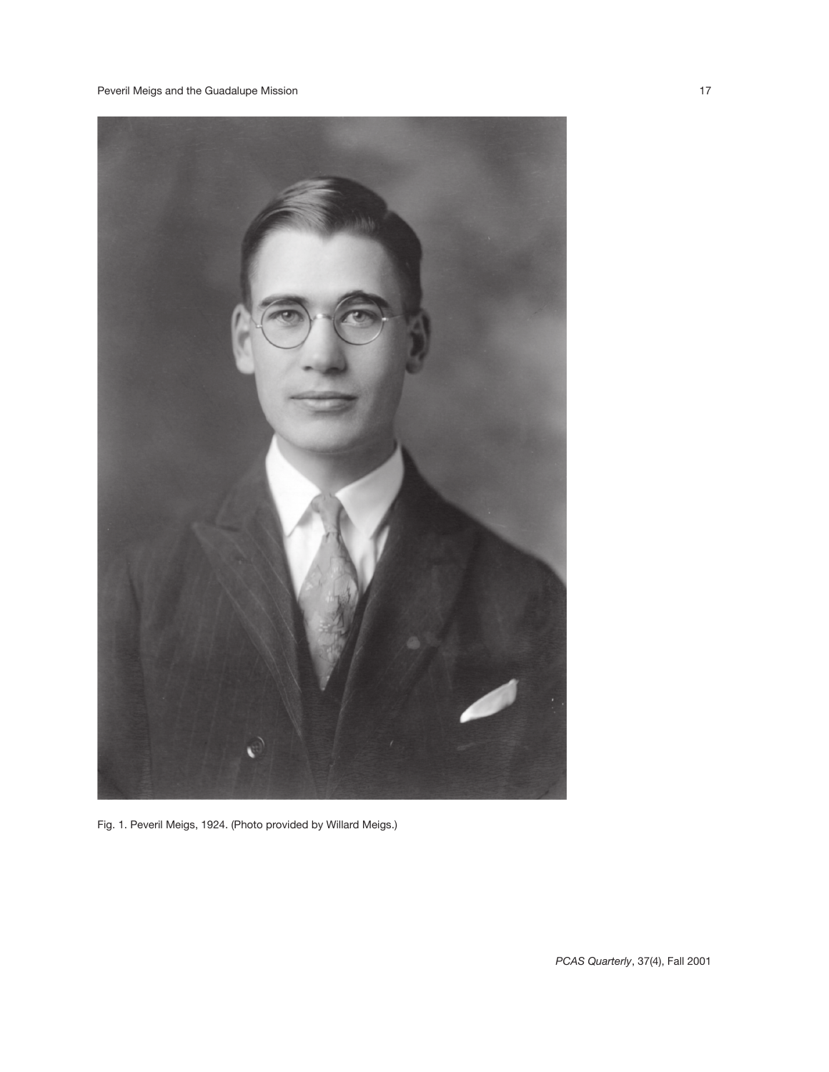Fig. 1. Peveril Meigs, 1924. (Photo provided by Willard Meigs.)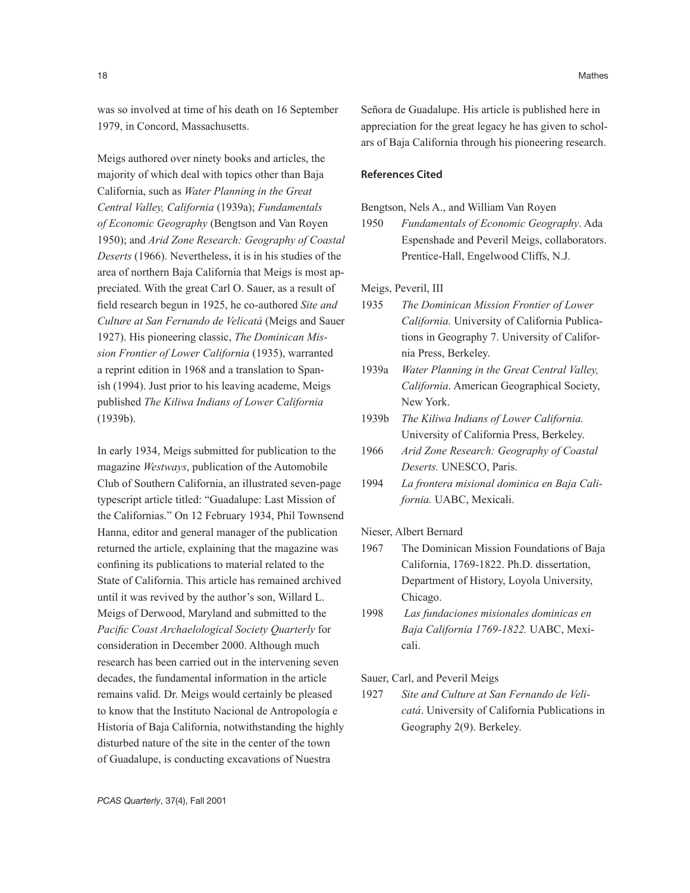was so involved at time of his death on 16 September 1979, in Concord, Massachusetts.

Meigs authored over ninety books and articles, the majority of which deal with topics other than Baja California, such as *Water Planning in the Great Central Valley, California* (1939a); *Fundamentals of Economic Geography* (Bengtson and Van Royen 1950); and *Arid Zone Research: Geography of Coastal Deserts* (1966). Nevertheless, it is in his studies of the area of northern Baja California that Meigs is most appreciated. With the great Carl O. Sauer, as a result of field research begun in 1925, he co-authored *Site and Culture at San Fernando de Velicatá* (Meigs and Sauer 1927). His pioneering classic, *The Dominican Mission Frontier of Lower California* (1935), warranted a reprint edition in 1968 and a translation to Spanish (1994). Just prior to his leaving academe, Meigs published *The Kiliwa Indians of Lower California* (1939b).

In early 1934, Meigs submitted for publication to the magazine *Westways*, publication of the Automobile Club of Southern California, an illustrated seven-page typescript article titled: "Guadalupe: Last Mission of the Californias." On 12 February 1934, Phil Townsend Hanna, editor and general manager of the publication returned the article, explaining that the magazine was confining its publications to material related to the State of California. This article has remained archived until it was revived by the author's son, Willard L. Meigs of Derwood, Maryland and submitted to the *Pacific Coast Archaelological Society Quarterly* for consideration in December 2000. Although much research has been carried out in the intervening seven decades, the fundamental information in the article remains valid. Dr. Meigs would certainly be pleased to know that the Instituto Nacional de Antropología e Historia of Baja California, notwithstanding the highly disturbed nature of the site in the center of the town of Guadalupe, is conducting excavations of Nuestra Señora de Guadalupe. His article is published here in appreciation for the great legacy he has given to scholars of Baja California through his pioneering research.

#### References Cited

Bengtson, Nels A., and William Van Royen

1950 *Fundamentals of Economic Geography*. Ada Espenshade and Peveril Meigs, collaborators. Prentice-Hall, Engelwood Cliffs, N.J.

Meigs, Peveril, III

1935 *The Dominican Mission Frontier of Lower California.* University of California Publications in Geography 7. University of California Press, Berkeley.

1939a *Water Planning in the Great Central Valley, California*. American Geographical Society, New York.

1939b *The Kiliwa Indians of Lower California.* University of California Press, Berkeley.

1966 *Arid Zone Research: Geography of Coastal Deserts.* UNESCO, Paris.

1994 *La frontera misional dominica en Baja California.* UABC, Mexicali.

Nieser, Albert Bernard

1967 The Dominican Mission Foundations of Baja California, 1769-1822. Ph.D. dissertation, Department of History, Loyola University, Chicago.

1998 *Las fundaciones misionales dominicas en Baja California 1769-1822.* UABC, Mexicali.

Sauer, Carl, and Peveril Meigs

1927 *Site and Culture at San Fernando de Velicatá*. University of California Publications in Geography 2(9). Berkeley.